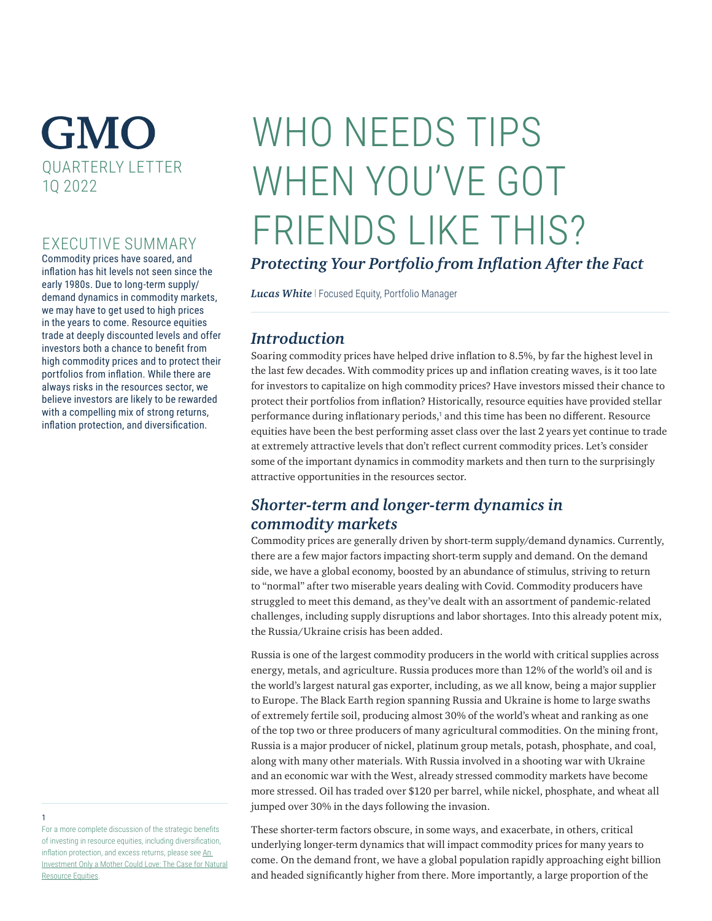GMO

QUARTERLY LETTER
1Q 2022

# WHO NEEDS TIPS WHEN YOU'VE GOT FRIENDS LIKE THIS?

## *Protecting Your Portfolio from Inflation After the Fact*

***Lucas White*** | Focused Equity, Portfolio Manager

## EXECUTIVE SUMMARY

Commodity prices have soared, and inflation has hit levels not seen since the early 1980s. Due to long-term supply/demand dynamics in commodity markets, we may have to get used to high prices in the years to come. Resource equities trade at deeply discounted levels and offer investors both a chance to benefit from high commodity prices and to protect their portfolios from inflation. While there are always risks in the resources sector, we believe investors are likely to be rewarded with a compelling mix of strong returns, inflation protection, and diversification.

## *Introduction*

Soaring commodity prices have helped drive inflation to 8.5%, by far the highest level in the last few decades. With commodity prices up and inflation creating waves, is it too late for investors to capitalize on high commodity prices? Have investors missed their chance to protect their portfolios from inflation? Historically, resource equities have provided stellar performance during inflationary periods,[1] and this time has been no different. Resource equities have been the best performing asset class over the last 2 years yet continue to trade at extremely attractive levels that don't reflect current commodity prices. Let's consider some of the important dynamics in commodity markets and then turn to the surprisingly attractive opportunities in the resources sector.

## *Shorter-term and longer-term dynamics in commodity markets*

Commodity prices are generally driven by short-term supply/demand dynamics. Currently, there are a few major factors impacting short-term supply and demand. On the demand side, we have a global economy, boosted by an abundance of stimulus, striving to return to "normal" after two miserable years dealing with Covid. Commodity producers have struggled to meet this demand, as they've dealt with an assortment of pandemic-related challenges, including supply disruptions and labor shortages. Into this already potent mix, the Russia/Ukraine crisis has been added.

Russia is one of the largest commodity producers in the world with critical supplies across energy, metals, and agriculture. Russia produces more than 12% of the world's oil and is the world's largest natural gas exporter, including, as we all know, being a major supplier to Europe. The Black Earth region spanning Russia and Ukraine is home to large swaths of extremely fertile soil, producing almost 30% of the world's wheat and ranking as one of the top two or three producers of many agricultural commodities. On the mining front, Russia is a major producer of nickel, platinum group metals, potash, phosphate, and coal, along with many other materials. With Russia involved in a shooting war with Ukraine and an economic war with the West, already stressed commodity markets have become more stressed. Oil has traded over \$120 per barrel, while nickel, phosphate, and wheat all jumped over 30% in the days following the invasion.

These shorter-term factors obscure, in some ways, and exacerbate, in others, critical underlying longer-term dynamics that will impact commodity prices for many years to come. On the demand front, we have a global population rapidly approaching eight billion and headed significantly higher from there. More importantly, a large proportion of the

---

[1] For a more complete discussion of the strategic benefits of investing in resource equities, including diversification, inflation protection, and excess returns, please see An Investment Only a Mother Could Love: The Case for Natural Resource Equities.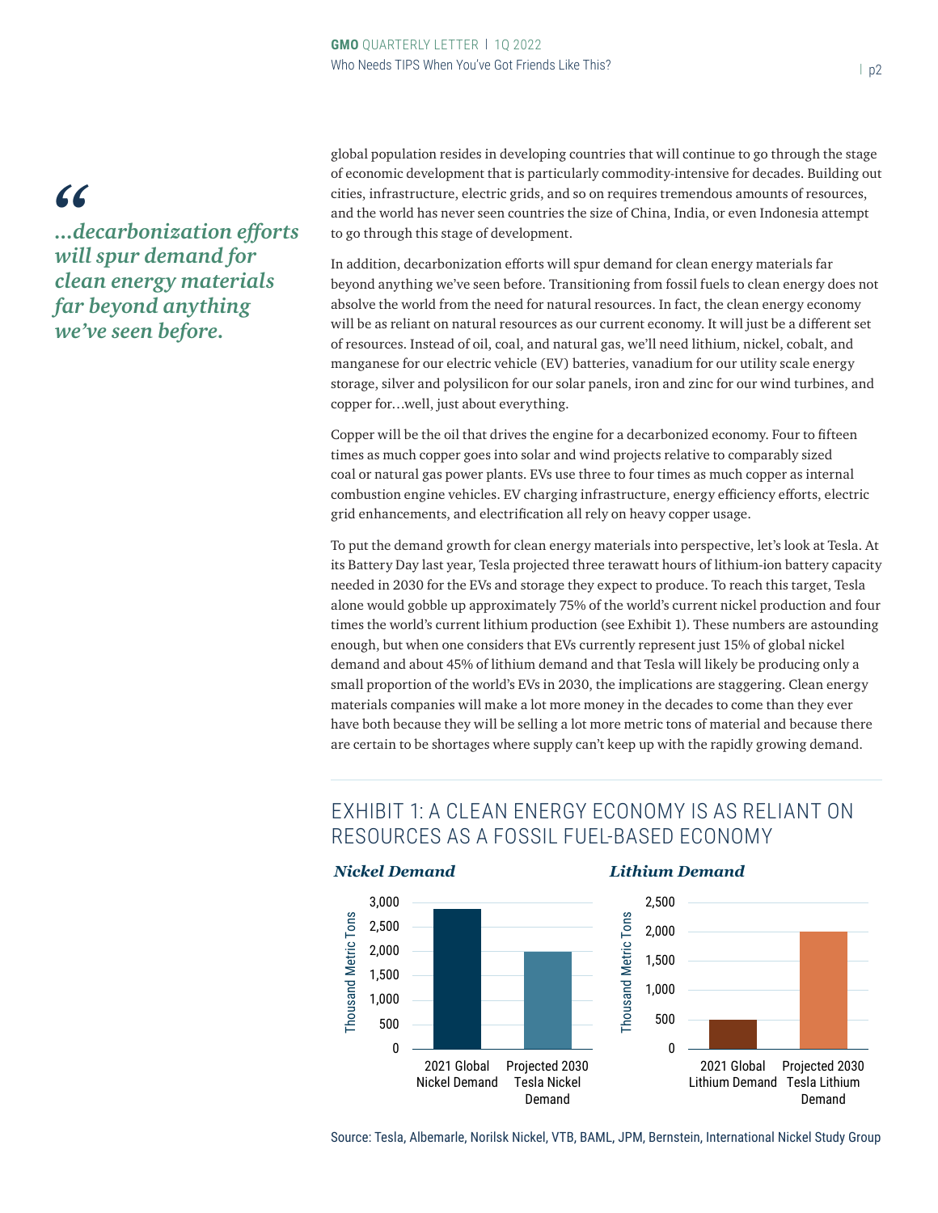global population resides in developing countries that will continue to go through the stage of economic development that is particularly commodity-intensive for decades. Building out cities, infrastructure, electric grids, and so on requires tremendous amounts of resources, and the world has never seen countries the size of China, India, or even Indonesia attempt to go through this stage of development.

*"...decarbonization efforts will spur demand for clean energy materials far beyond anything we've seen before.*

In addition, decarbonization efforts will spur demand for clean energy materials far beyond anything we've seen before. Transitioning from fossil fuels to clean energy does not absolve the world from the need for natural resources. In fact, the clean energy economy will be as reliant on natural resources as our current economy. It will just be a different set of resources. Instead of oil, coal, and natural gas, we'll need lithium, nickel, cobalt, and manganese for our electric vehicle (EV) batteries, vanadium for our utility scale energy storage, silver and polysilicon for our solar panels, iron and zinc for our wind turbines, and copper for…well, just about everything.

Copper will be the oil that drives the engine for a decarbonized economy. Four to fifteen times as much copper goes into solar and wind projects relative to comparably sized coal or natural gas power plants. EVs use three to four times as much copper as internal combustion engine vehicles. EV charging infrastructure, energy efficiency efforts, electric grid enhancements, and electrification all rely on heavy copper usage.

To put the demand growth for clean energy materials into perspective, let's look at Tesla. At its Battery Day last year, Tesla projected three terawatt hours of lithium-ion battery capacity needed in 2030 for the EVs and storage they expect to produce. To reach this target, Tesla alone would gobble up approximately 75% of the world's current nickel production and four times the world's current lithium production (see Exhibit 1). These numbers are astounding enough, but when one considers that EVs currently represent just 15% of global nickel demand and about 45% of lithium demand and that Tesla will likely be producing only a small proportion of the world's EVs in 2030, the implications are staggering. Clean energy materials companies will make a lot more money in the decades to come than they ever have both because they will be selling a lot more metric tons of material and because there are certain to be shortages where supply can't keep up with the rapidly growing demand.

## EXHIBIT 1: A CLEAN ENERGY ECONOMY IS AS RELIANT ON RESOURCES AS A FOSSIL FUEL-BASED ECONOMY

***Nickel Demand***

Thousand Metric Tons

3,000
2,500
2,000
1,500
1,000
500
0

2021 Global Nickel Demand
Projected 2030 Tesla Nickel Demand

***Lithium Demand***

Thousand Metric Tons

2,500
2,000
1,500
1,000
500
0

2021 Global Lithium Demand
Projected 2030 Tesla Lithium Demand

Source: Tesla, Albemarle, Norilsk Nickel, VTB, BAML, JPM, Bernstein, International Nickel Study Group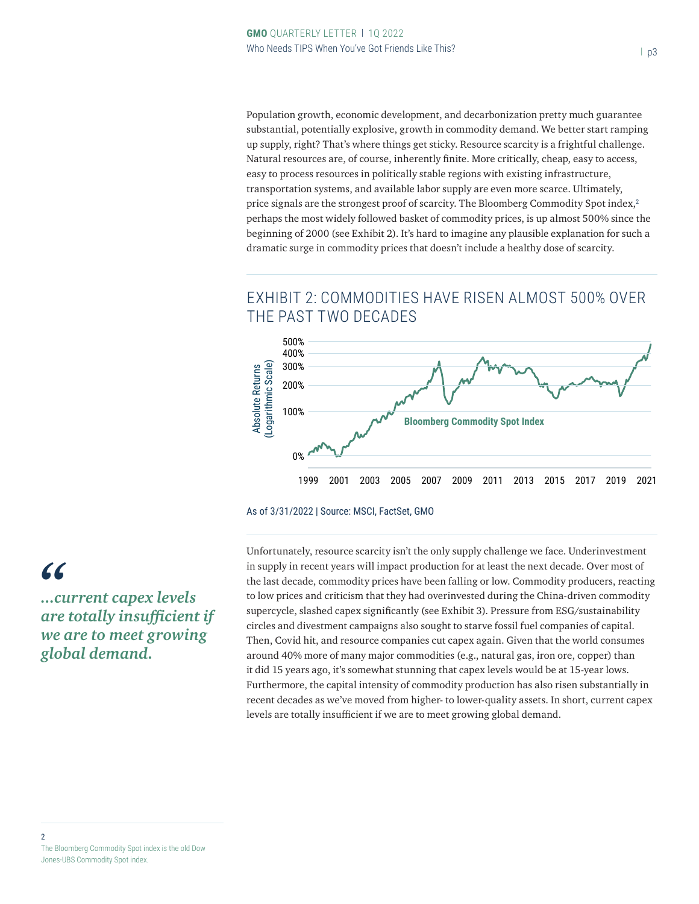Population growth, economic development, and decarbonization pretty much guarantee substantial, potentially explosive, growth in commodity demand. We better start ramping up supply, right? That's where things get sticky. Resource scarcity is a frightful challenge. Natural resources are, of course, inherently finite. More critically, cheap, easy to access, easy to process resources in politically stable regions with existing infrastructure, transportation systems, and available labor supply are even more scarce. Ultimately, price signals are the strongest proof of scarcity. The Bloomberg Commodity Spot index,[2] perhaps the most widely followed basket of commodity prices, is up almost 500% since the beginning of 2000 (see Exhibit 2). It's hard to imagine any plausible explanation for such a dramatic surge in commodity prices that doesn't include a healthy dose of scarcity.

## EXHIBIT 2: COMMODITIES HAVE RISEN ALMOST 500% OVER THE PAST TWO DECADES

Absolute Returns (Logarithmic Scale)

500%
400%
300%
200%
100%
0%

1999 2001 2003 2005 2007 2009 2011 2013 2015 2017 2019 2021

Bloomberg Commodity Spot Index

As of 3/31/2022 | Source: MSCI, FactSet, GMO

Unfortunately, resource scarcity isn't the only supply challenge we face. Underinvestment in supply in recent years will impact production for at least the next decade. Over most of the last decade, commodity prices have been falling or low. Commodity producers, reacting to low prices and criticism that they had overinvested during the China-driven commodity supercycle, slashed capex significantly (see Exhibit 3). Pressure from ESG/sustainability circles and divestment campaigns also sought to starve fossil fuel companies of capital. Then, Covid hit, and resource companies cut capex again. Given that the world consumes around 40% more of many major commodities (e.g., natural gas, iron ore, copper) than it did 15 years ago, it's somewhat stunning that capex levels would be at 15-year lows. Furthermore, the capital intensity of commodity production has also risen substantially in recent decades as we've moved from higher- to lower-quality assets. In short, current capex levels are totally insufficient if we are to meet growing global demand.

> *"...current capex levels are totally insufficient if we are to meet growing global demand.*

[2] The Bloomberg Commodity Spot index is the old Dow Jones-UBS Commodity Spot index.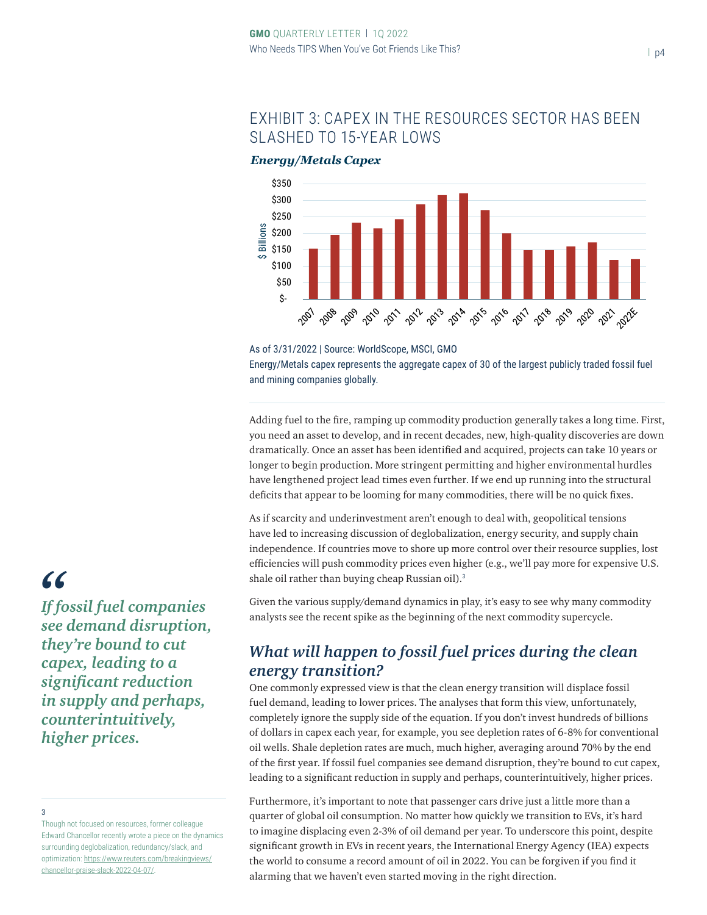## EXHIBIT 3: CAPEX IN THE RESOURCES SECTOR HAS BEEN SLASHED TO 15-YEAR LOWS

***Energy/Metals Capex***

$350
$300
$250
$200
$150
$100
$50
$-

$ Billions

2007 2008 2009 2010 2011 2012 2013 2014 2015 2016 2017 2018 2019 2020 2021 2022E

As of 3/31/2022 | Source: WorldScope, MSCI, GMO

Energy/Metals capex represents the aggregate capex of 30 of the largest publicly traded fossil fuel and mining companies globally.

Adding fuel to the fire, ramping up commodity production generally takes a long time. First, you need an asset to develop, and in recent decades, new, high-quality discoveries are down dramatically. Once an asset has been identified and acquired, projects can take 10 years or longer to begin production. More stringent permitting and higher environmental hurdles have lengthened project lead times even further. If we end up running into the structural deficits that appear to be looming for many commodities, there will be no quick fixes.

As if scarcity and underinvestment aren't enough to deal with, geopolitical tensions have led to increasing discussion of deglobalization, energy security, and supply chain independence. If countries move to shore up more control over their resource supplies, lost efficiencies will push commodity prices even higher (e.g., we'll pay more for expensive U.S. shale oil rather than buying cheap Russian oil).[3]

Given the various supply/demand dynamics in play, it's easy to see why many commodity analysts see the recent spike as the beginning of the next commodity supercycle.

> *"If fossil fuel companies see demand disruption, they're bound to cut capex, leading to a significant reduction in supply and perhaps, counterintuitively, higher prices.*

## *What will happen to fossil fuel prices during the clean energy transition?*

One commonly expressed view is that the clean energy transition will displace fossil fuel demand, leading to lower prices. The analyses that form this view, unfortunately, completely ignore the supply side of the equation. If you don't invest hundreds of billions of dollars in capex each year, for example, you see depletion rates of 6-8% for conventional oil wells. Shale depletion rates are much, much higher, averaging around 70% by the end of the first year. If fossil fuel companies see demand disruption, they're bound to cut capex, leading to a significant reduction in supply and perhaps, counterintuitively, higher prices.

Furthermore, it's important to note that passenger cars drive just a little more than a quarter of global oil consumption. No matter how quickly we transition to EVs, it's hard to imagine displacing even 2-3% of oil demand per year. To underscore this point, despite significant growth in EVs in recent years, the International Energy Agency (IEA) expects the world to consume a record amount of oil in 2022. You can be forgiven if you find it alarming that we haven't even started moving in the right direction.

---

[3] Though not focused on resources, former colleague Edward Chancellor recently wrote a piece on the dynamics surrounding deglobalization, redundancy/slack, and optimization: https://www.reuters.com/breakingviews/chancellor-praise-slack-2022-04-07/.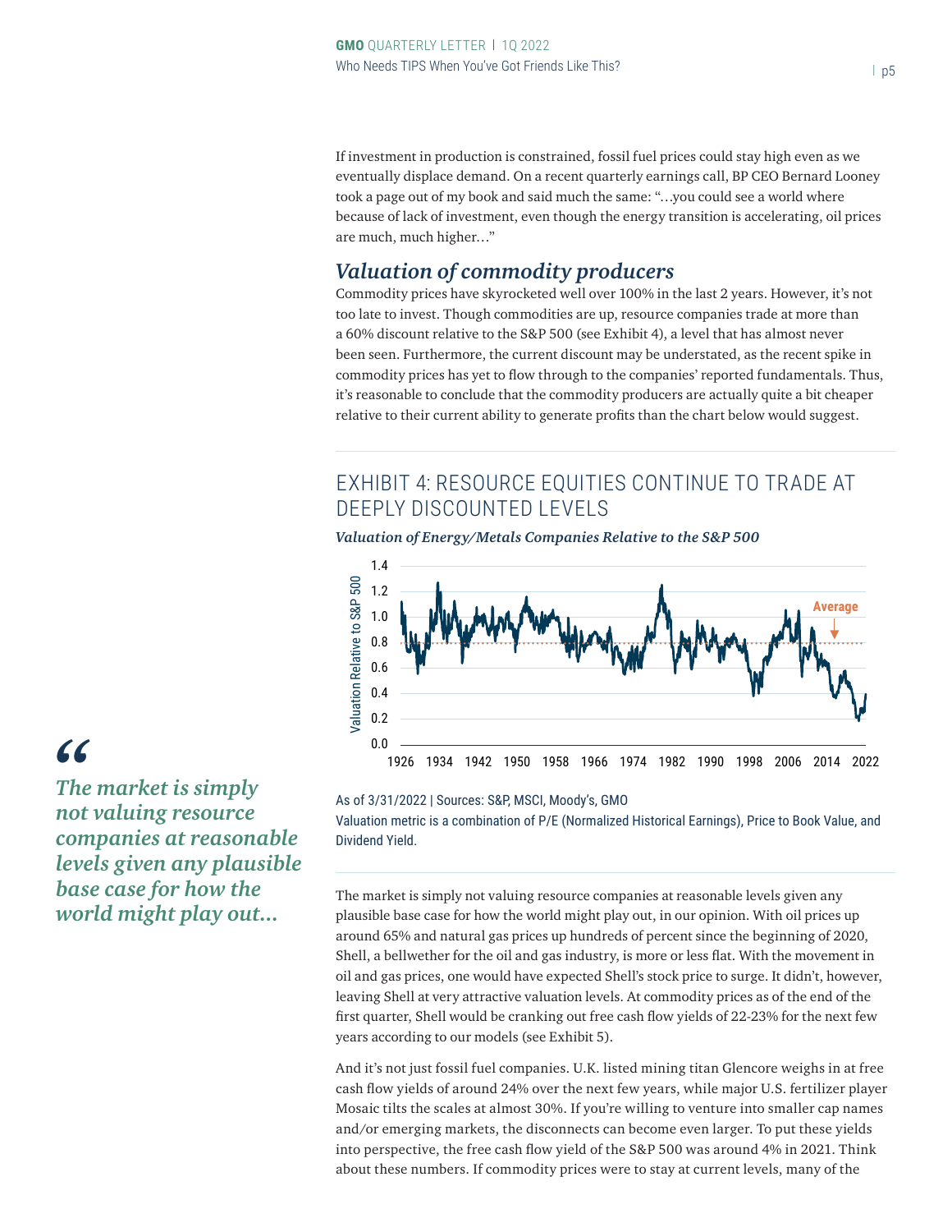If investment in production is constrained, fossil fuel prices could stay high even as we eventually displace demand. On a recent quarterly earnings call, BP CEO Bernard Looney took a page out of my book and said much the same: "…you could see a world where because of lack of investment, even though the energy transition is accelerating, oil prices are much, much higher…"

## *Valuation of commodity producers*

Commodity prices have skyrocketed well over 100% in the last 2 years. However, it's not too late to invest. Though commodities are up, resource companies trade at more than a 60% discount relative to the S&P 500 (see Exhibit 4), a level that has almost never been seen. Furthermore, the current discount may be understated, as the recent spike in commodity prices has yet to flow through to the companies' reported fundamentals. Thus, it's reasonable to conclude that the commodity producers are actually quite a bit cheaper relative to their current ability to generate profits than the chart below would suggest.

### EXHIBIT 4: RESOURCE EQUITIES CONTINUE TO TRADE AT DEEPLY DISCOUNTED LEVELS

*Valuation of Energy/Metals Companies Relative to the S&P 500*

Valuation Relative to S&P 500
1.4
1.2
1.0
0.8
0.6
0.4
0.2
0.0
Average
1926 1934 1942 1950 1958 1966 1974 1982 1990 1998 2006 2014 2022

As of 3/31/2022 | Sources: S&P, MSCI, Moody's, GMO
Valuation metric is a combination of P/E (Normalized Historical Earnings), Price to Book Value, and Dividend Yield.

> *"The market is simply not valuing resource companies at reasonable levels given any plausible base case for how the world might play out...*

The market is simply not valuing resource companies at reasonable levels given any plausible base case for how the world might play out, in our opinion. With oil prices up around 65% and natural gas prices up hundreds of percent since the beginning of 2020, Shell, a bellwether for the oil and gas industry, is more or less flat. With the movement in oil and gas prices, one would have expected Shell's stock price to surge. It didn't, however, leaving Shell at very attractive valuation levels. At commodity prices as of the end of the first quarter, Shell would be cranking out free cash flow yields of 22-23% for the next few years according to our models (see Exhibit 5).

And it's not just fossil fuel companies. U.K. listed mining titan Glencore weighs in at free cash flow yields of around 24% over the next few years, while major U.S. fertilizer player Mosaic tilts the scales at almost 30%. If you're willing to venture into smaller cap names and/or emerging markets, the disconnects can become even larger. To put these yields into perspective, the free cash flow yield of the S&P 500 was around 4% in 2021. Think about these numbers. If commodity prices were to stay at current levels, many of the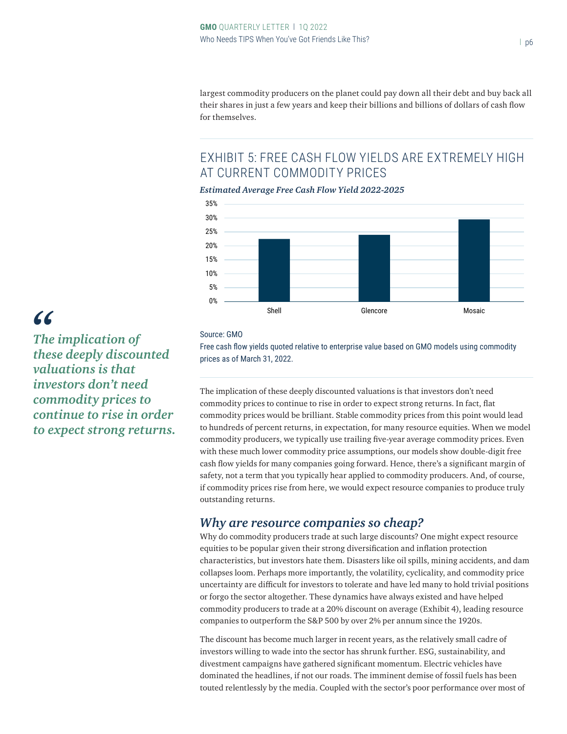largest commodity producers on the planet could pay down all their debt and buy back all their shares in just a few years and keep their billions and billions of dollars of cash flow for themselves.

## EXHIBIT 5: FREE CASH FLOW YIELDS ARE EXTREMELY HIGH AT CURRENT COMMODITY PRICES

***Estimated Average Free Cash Flow Yield 2022-2025***

35%
30%
25%
20%
15%
10%
5%
0%

Shell
Glencore
Mosaic

Source: GMO

Free cash flow yields quoted relative to enterprise value based on GMO models using commodity prices as of March 31, 2022.

> ***"The implication of these deeply discounted valuations is that investors don't need commodity prices to continue to rise in order to expect strong returns.***

The implication of these deeply discounted valuations is that investors don't need commodity prices to continue to rise in order to expect strong returns. In fact, flat commodity prices would be brilliant. Stable commodity prices from this point would lead to hundreds of percent returns, in expectation, for many resource equities. When we model commodity producers, we typically use trailing five-year average commodity prices. Even with these much lower commodity price assumptions, our models show double-digit free cash flow yields for many companies going forward. Hence, there's a significant margin of safety, not a term that you typically hear applied to commodity producers. And, of course, if commodity prices rise from here, we would expect resource companies to produce truly outstanding returns.

## *Why are resource companies so cheap?*

Why do commodity producers trade at such large discounts? One might expect resource equities to be popular given their strong diversification and inflation protection characteristics, but investors hate them. Disasters like oil spills, mining accidents, and dam collapses loom. Perhaps more importantly, the volatility, cyclicality, and commodity price uncertainty are difficult for investors to tolerate and have led many to hold trivial positions or forgo the sector altogether. These dynamics have always existed and have helped commodity producers to trade at a 20% discount on average (Exhibit 4), leading resource companies to outperform the S&P 500 by over 2% per annum since the 1920s.

The discount has become much larger in recent years, as the relatively small cadre of investors willing to wade into the sector has shrunk further. ESG, sustainability, and divestment campaigns have gathered significant momentum. Electric vehicles have dominated the headlines, if not our roads. The imminent demise of fossil fuels has been touted relentlessly by the media. Coupled with the sector's poor performance over most of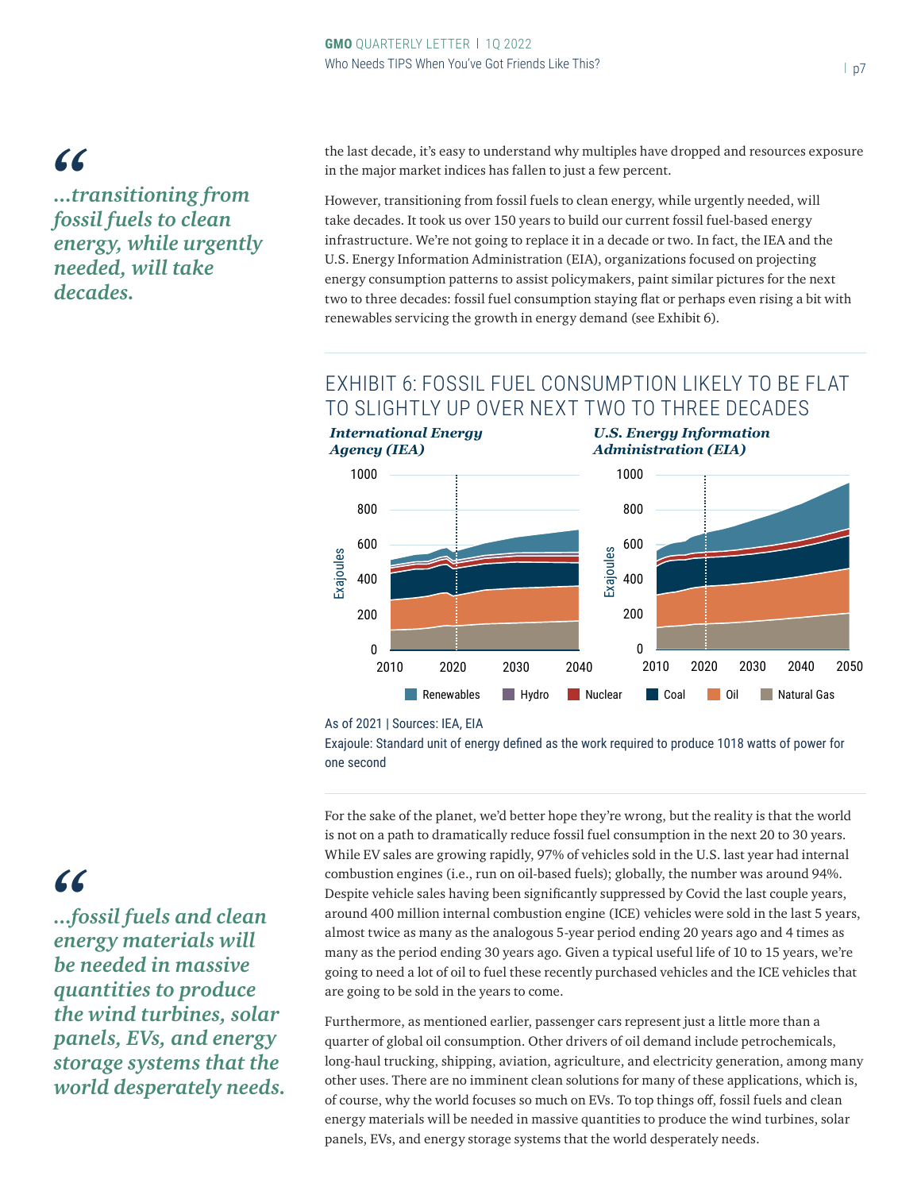> *...transitioning from fossil fuels to clean energy, while urgently needed, will take decades.*

the last decade, it's easy to understand why multiples have dropped and resources exposure in the major market indices has fallen to just a few percent.

However, transitioning from fossil fuels to clean energy, while urgently needed, will take decades. It took us over 150 years to build our current fossil fuel-based energy infrastructure. We're not going to replace it in a decade or two. In fact, the IEA and the U.S. Energy Information Administration (EIA), organizations focused on projecting energy consumption patterns to assist policymakers, paint similar pictures for the next two to three decades: fossil fuel consumption staying flat or perhaps even rising a bit with renewables servicing the growth in energy demand (see Exhibit 6).

## EXHIBIT 6: FOSSIL FUEL CONSUMPTION LIKELY TO BE FLAT TO SLIGHTLY UP OVER NEXT TWO TO THREE DECADES

*International Energy Agency (IEA)*

Exajoules

1000
800
600
400
200
0

2010 2020 2030 2040

*U.S. Energy Information Administration (EIA)*

Exajoules

1000
800
600
400
200
0

2010 2020 2030 2040 2050

Renewables Hydro Nuclear Coal Oil Natural Gas

As of 2021 | Sources: IEA, EIA

Exajoule: Standard unit of energy defined as the work required to produce 1018 watts of power for one second

For the sake of the planet, we'd better hope they're wrong, but the reality is that the world is not on a path to dramatically reduce fossil fuel consumption in the next 20 to 30 years. While EV sales are growing rapidly, 97% of vehicles sold in the U.S. last year had internal combustion engines (i.e., run on oil-based fuels); globally, the number was around 94%. Despite vehicle sales having been significantly suppressed by Covid the last couple years, around 400 million internal combustion engine (ICE) vehicles were sold in the last 5 years, almost twice as many as the analogous 5-year period ending 20 years ago and 4 times as many as the period ending 30 years ago. Given a typical useful life of 10 to 15 years, we're going to need a lot of oil to fuel these recently purchased vehicles and the ICE vehicles that are going to be sold in the years to come.

> *...fossil fuels and clean energy materials will be needed in massive quantities to produce the wind turbines, solar panels, EVs, and energy storage systems that the world desperately needs.*

Furthermore, as mentioned earlier, passenger cars represent just a little more than a quarter of global oil consumption. Other drivers of oil demand include petrochemicals, long-haul trucking, shipping, aviation, agriculture, and electricity generation, among many other uses. There are no imminent clean solutions for many of these applications, which is, of course, why the world focuses so much on EVs. To top things off, fossil fuels and clean energy materials will be needed in massive quantities to produce the wind turbines, solar panels, EVs, and energy storage systems that the world desperately needs.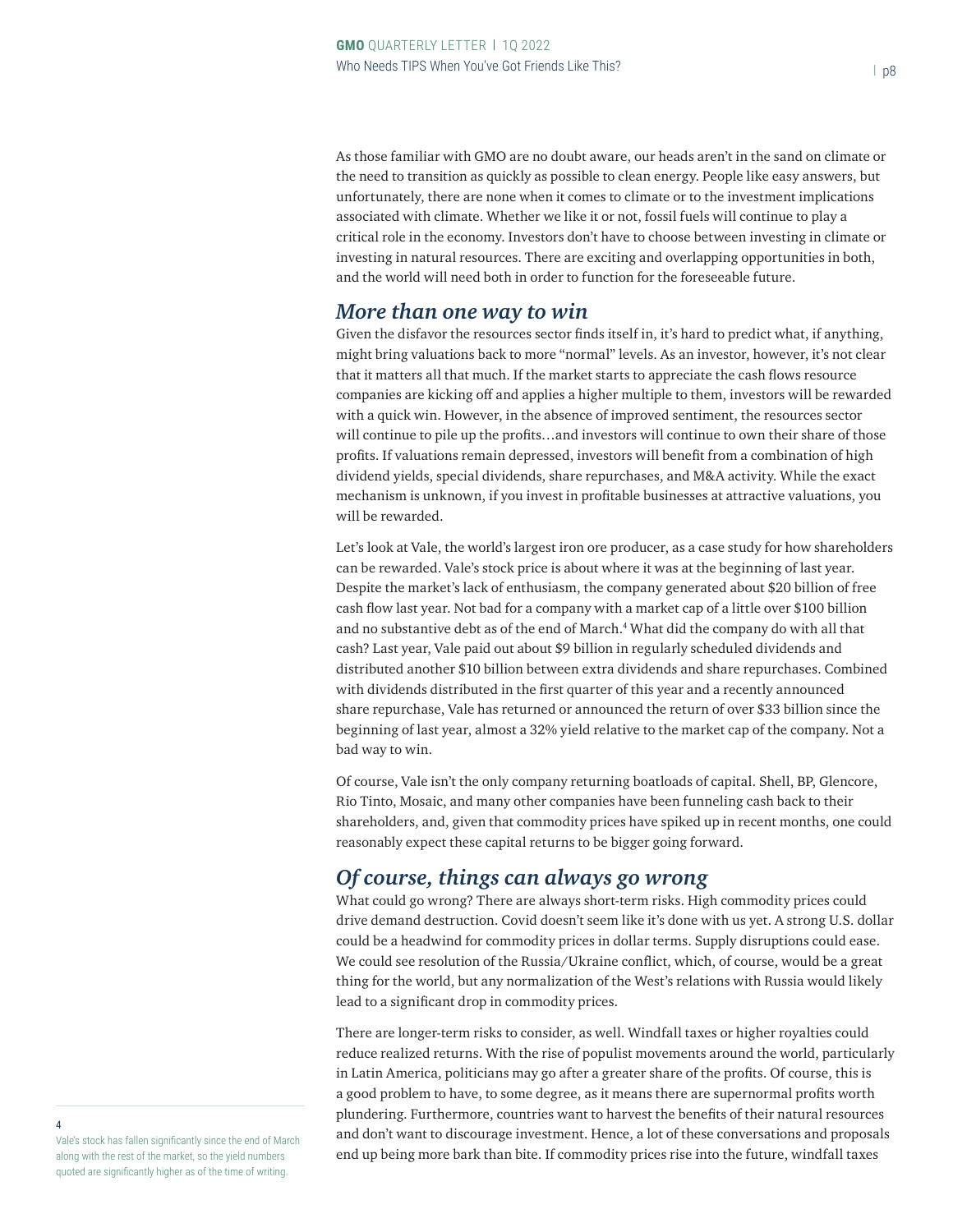As those familiar with GMO are no doubt aware, our heads aren't in the sand on climate or the need to transition as quickly as possible to clean energy. People like easy answers, but unfortunately, there are none when it comes to climate or to the investment implications associated with climate. Whether we like it or not, fossil fuels will continue to play a critical role in the economy. Investors don't have to choose between investing in climate or investing in natural resources. There are exciting and overlapping opportunities in both, and the world will need both in order to function for the foreseeable future.

## *More than one way to win*

Given the disfavor the resources sector finds itself in, it's hard to predict what, if anything, might bring valuations back to more "normal" levels. As an investor, however, it's not clear that it matters all that much. If the market starts to appreciate the cash flows resource companies are kicking off and applies a higher multiple to them, investors will be rewarded with a quick win. However, in the absence of improved sentiment, the resources sector will continue to pile up the profits…and investors will continue to own their share of those profits. If valuations remain depressed, investors will benefit from a combination of high dividend yields, special dividends, share repurchases, and M&A activity. While the exact mechanism is unknown, if you invest in profitable businesses at attractive valuations, you will be rewarded.

Let's look at Vale, the world's largest iron ore producer, as a case study for how shareholders can be rewarded. Vale's stock price is about where it was at the beginning of last year. Despite the market's lack of enthusiasm, the company generated about $20 billion of free cash flow last year. Not bad for a company with a market cap of a little over $100 billion and no substantive debt as of the end of March.[4] What did the company do with all that cash? Last year, Vale paid out about $9 billion in regularly scheduled dividends and distributed another $10 billion between extra dividends and share repurchases. Combined with dividends distributed in the first quarter of this year and a recently announced share repurchase, Vale has returned or announced the return of over $33 billion since the beginning of last year, almost a 32% yield relative to the market cap of the company. Not a bad way to win.

Of course, Vale isn't the only company returning boatloads of capital. Shell, BP, Glencore, Rio Tinto, Mosaic, and many other companies have been funneling cash back to their shareholders, and, given that commodity prices have spiked up in recent months, one could reasonably expect these capital returns to be bigger going forward.

## *Of course, things can always go wrong*

What could go wrong? There are always short-term risks. High commodity prices could drive demand destruction. Covid doesn't seem like it's done with us yet. A strong U.S. dollar could be a headwind for commodity prices in dollar terms. Supply disruptions could ease. We could see resolution of the Russia/Ukraine conflict, which, of course, would be a great thing for the world, but any normalization of the West's relations with Russia would likely lead to a significant drop in commodity prices.

There are longer-term risks to consider, as well. Windfall taxes or higher royalties could reduce realized returns. With the rise of populist movements around the world, particularly in Latin America, politicians may go after a greater share of the profits. Of course, this is a good problem to have, to some degree, as it means there are supernormal profits worth plundering. Furthermore, countries want to harvest the benefits of their natural resources and don't want to discourage investment. Hence, a lot of these conversations and proposals end up being more bark than bite. If commodity prices rise into the future, windfall taxes

---

[4] Vale's stock has fallen significantly since the end of March along with the rest of the market, so the yield numbers quoted are significantly higher as of the time of writing.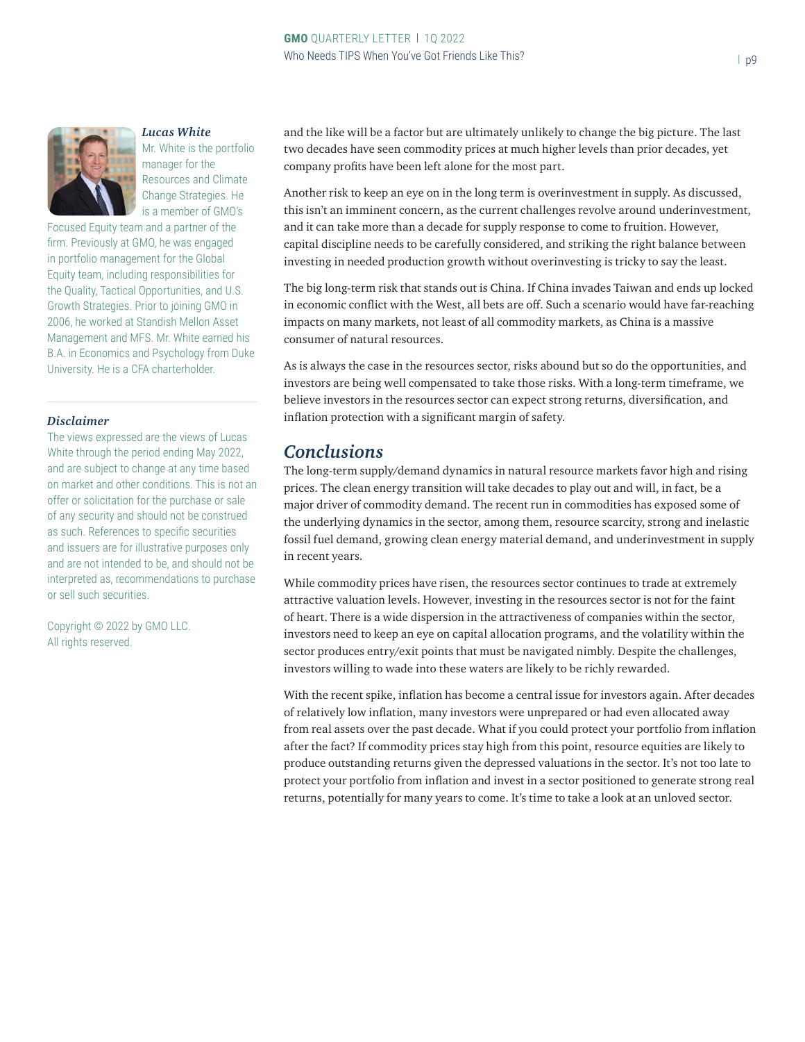and the like will be a factor but are ultimately unlikely to change the big picture. The last two decades have seen commodity prices at much higher levels than prior decades, yet company profits have been left alone for the most part.

Another risk to keep an eye on in the long term is overinvestment in supply. As discussed, this isn't an imminent concern, as the current challenges revolve around underinvestment, and it can take more than a decade for supply response to come to fruition. However, capital discipline needs to be carefully considered, and striking the right balance between investing in needed production growth without overinvesting is tricky to say the least.

The big long-term risk that stands out is China. If China invades Taiwan and ends up locked in economic conflict with the West, all bets are off. Such a scenario would have far-reaching impacts on many markets, not least of all commodity markets, as China is a massive consumer of natural resources.

As is always the case in the resources sector, risks abound but so do the opportunities, and investors are being well compensated to take those risks. With a long-term timeframe, we believe investors in the resources sector can expect strong returns, diversification, and inflation protection with a significant margin of safety.

## Conclusions

The long-term supply/demand dynamics in natural resource markets favor high and rising prices. The clean energy transition will take decades to play out and will, in fact, be a major driver of commodity demand. The recent run in commodities has exposed some of the underlying dynamics in the sector, among them, resource scarcity, strong and inelastic fossil fuel demand, growing clean energy material demand, and underinvestment in supply in recent years.

While commodity prices have risen, the resources sector continues to trade at extremely attractive valuation levels. However, investing in the resources sector is not for the faint of heart. There is a wide dispersion in the attractiveness of companies within the sector, investors need to keep an eye on capital allocation programs, and the volatility within the sector produces entry/exit points that must be navigated nimbly. Despite the challenges, investors willing to wade into these waters are likely to be richly rewarded.

With the recent spike, inflation has become a central issue for investors again. After decades of relatively low inflation, many investors were unprepared or had even allocated away from real assets over the past decade. What if you could protect your portfolio from inflation after the fact? If commodity prices stay high from this point, resource equities are likely to produce outstanding returns given the depressed valuations in the sector. It's not too late to protect your portfolio from inflation and invest in a sector positioned to generate strong real returns, potentially for many years to come. It's time to take a look at an unloved sector.

***Lucas White***
Mr. White is the portfolio manager for the Resources and Climate Change Strategies. He is a member of GMO's Focused Equity team and a partner of the firm. Previously at GMO, he was engaged in portfolio management for the Global Equity team, including responsibilities for the Quality, Tactical Opportunities, and U.S. Growth Strategies. Prior to joining GMO in 2006, he worked at Standish Mellon Asset Management and MFS. Mr. White earned his B.A. in Economics and Psychology from Duke University. He is a CFA charterholder.

***Disclaimer***
The views expressed are the views of Lucas White through the period ending May 2022, and are subject to change at any time based on market and other conditions. This is not an offer or solicitation for the purchase or sale of any security and should not be construed as such. References to specific securities and issuers are for illustrative purposes only and are not intended to be, and should not be interpreted as, recommendations to purchase or sell such securities.

Copyright © 2022 by GMO LLC.
All rights reserved.